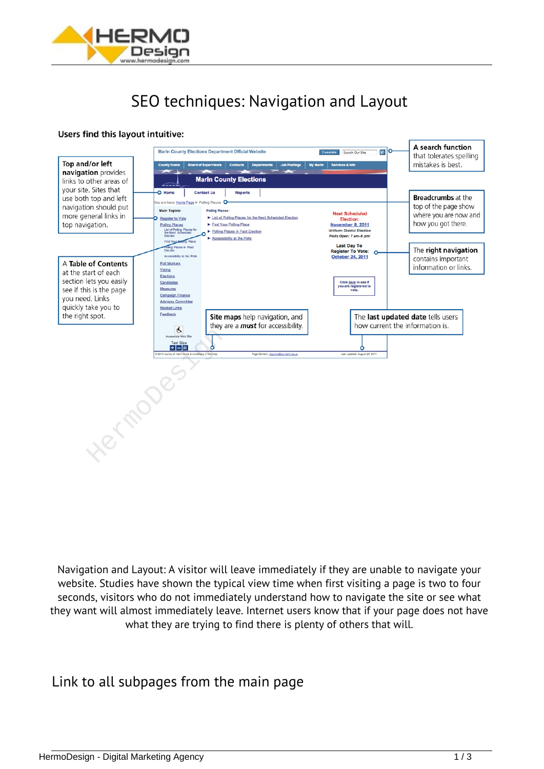# SEO techniques: Navigation and Layout

**Users find this layout intuitive:**

**Top and/or left navigation** provides links to other areas of your site. Sites that use both top and left navigation should put more general links in top navigation.

A **Table of Contents** at the start of each section lets you easily see if this is the page you need. Links quickly take you to the right spot.

**A search function** that tolerates spelling mistakes is best.

**Breadcrumbs** at the top of the page show where you are now and how you got there.

The **right navigation** contains important information or links.

**Site maps** help navigation, and they are a ***must*** for accessibility.

The **last updated date** tells users how current the information is.

Navigation and Layout: A visitor will leave immediately if they are unable to navigate your website. Studies have shown the typical view time when first visiting a page is two to four seconds, visitors who do not immediately understand how to navigate the site or see what they want will almost immediately leave. Internet users know that if your page does not have what they are trying to find there is plenty of others that will.

## Link to all subpages from the main page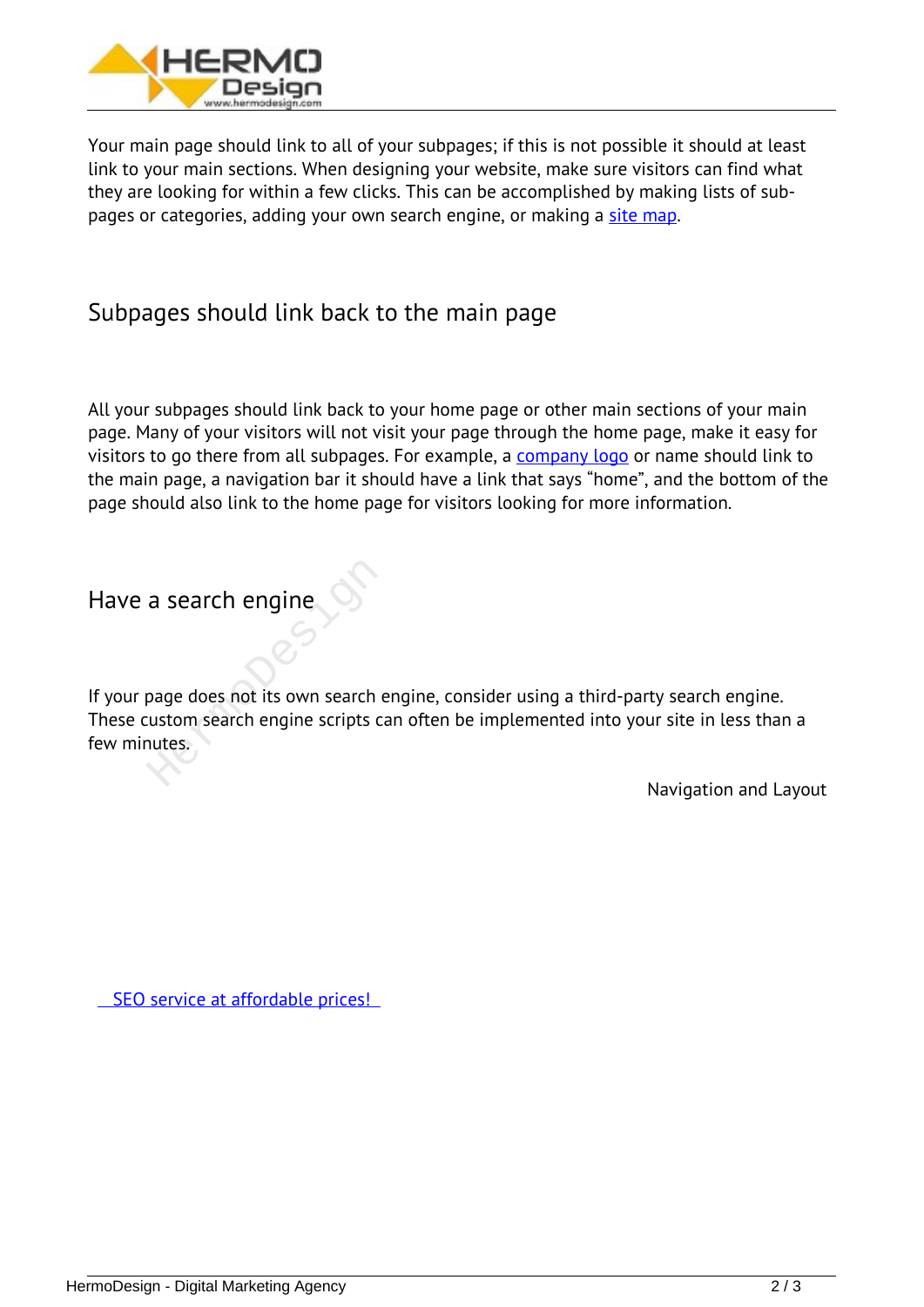Your main page should link to all of your subpages; if this is not possible it should at least link to your main sections. When designing your website, make sure visitors can find what they are looking for within a few clicks. This can be accomplished by making lists of sub-pages or categories, adding your own search engine, or making a site map.

## Subpages should link back to the main page

All your subpages should link back to your home page or other main sections of your main page. Many of your visitors will not visit your page through the home page, make it easy for visitors to go there from all subpages. For example, a company logo or name should link to the main page, a navigation bar it should have a link that says “home”, and the bottom of the page should also link to the home page for visitors looking for more information.

## Have a search engine

If your page does not its own search engine, consider using a third-party search engine. These custom search engines scripts can often be implemented into your site in less than a few minutes.

Navigation and Layout

SEO service at affordable prices!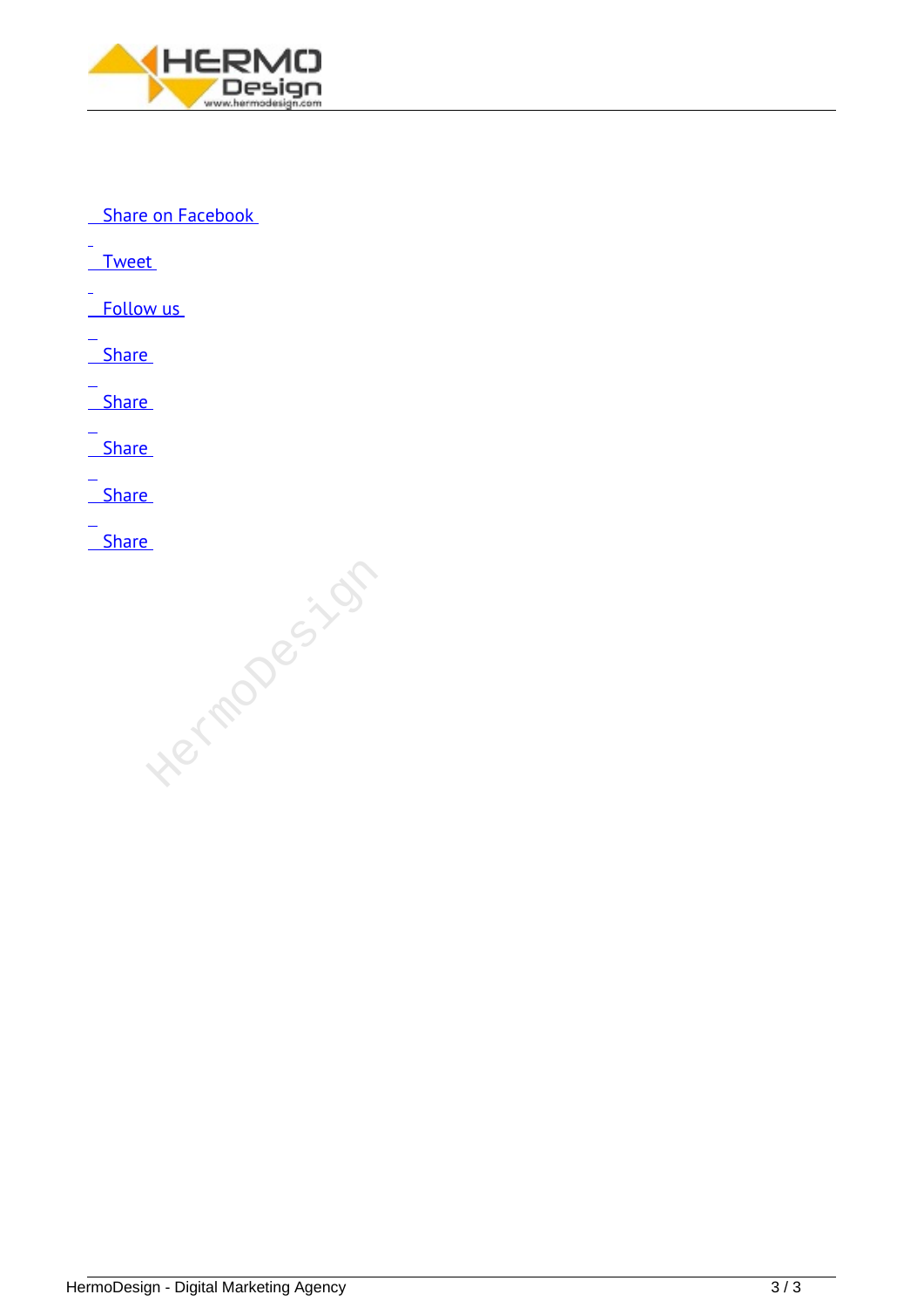Share on Facebook

Tweet

Follow us

Share

Share

Share

Share

Share